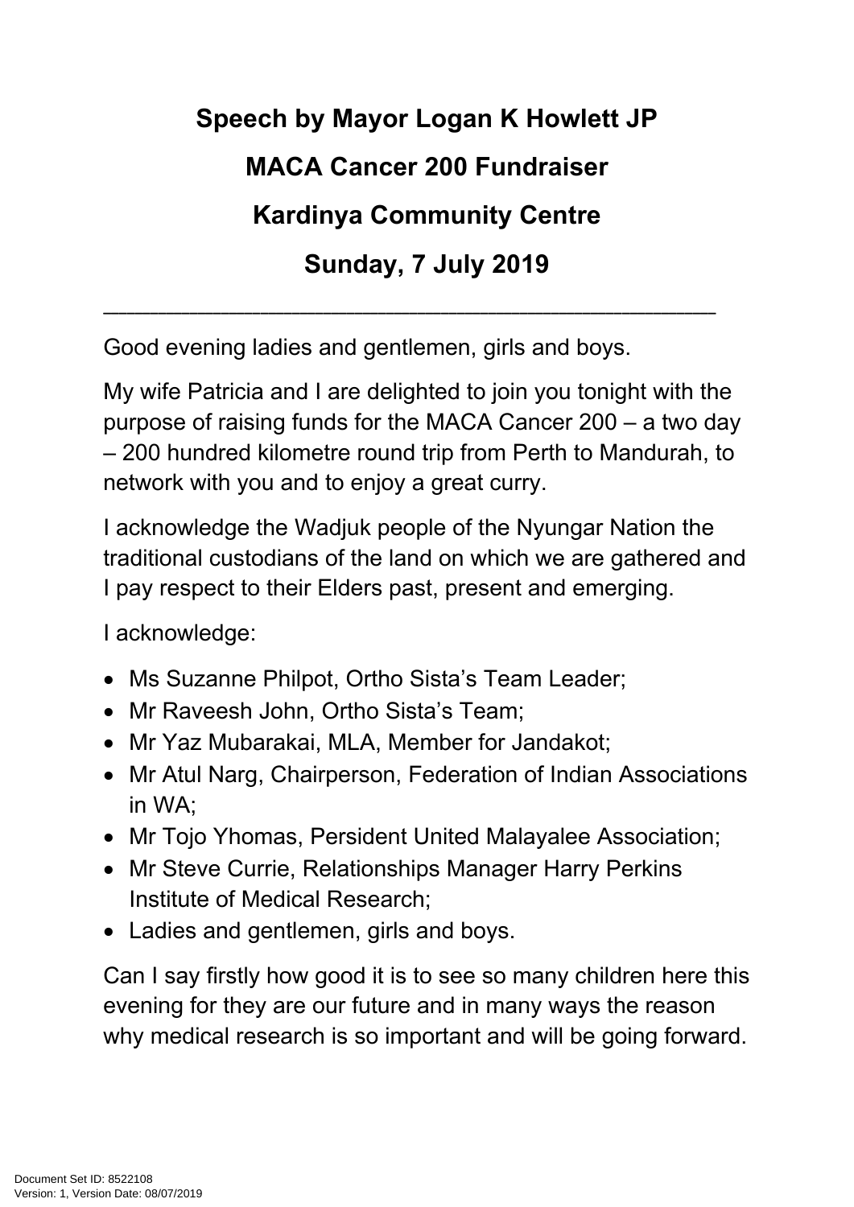# Speech by Mayor Logan K Howlett JP

# MACA Cancer 200 Fundraiser

# Kardinya Community Centre

# Sunday, 7 July 2019

---

Good evening ladies and gentlemen, girls and boys.

My wife Patricia and I are delighted to join you tonight with the purpose of raising funds for the MACA Cancer 200 – a two day – 200 hundred kilometre round trip from Perth to Mandurah, to network with you and to enjoy a great curry.

I acknowledge the Wadjuk people of the Nyungar Nation the traditional custodians of the land on which we are gathered and I pay respect to their Elders past, present and emerging.

I acknowledge:

- Ms Suzanne Philpot, Ortho Sista's Team Leader;
- Mr Raveesh John, Ortho Sista's Team;
- Mr Yaz Mubarakai, MLA, Member for Jandakot;
- Mr Atul Narg, Chairperson, Federation of Indian Associations in WA;
- Mr Tojo Yhomas, Persident United Malayalee Association;
- Mr Steve Currie, Relationships Manager Harry Perkins Institute of Medical Research;
- Ladies and gentlemen, girls and boys.

Can I say firstly how good it is to see so many children here this evening for they are our future and in many ways the reason why medical research is so important and will be going forward.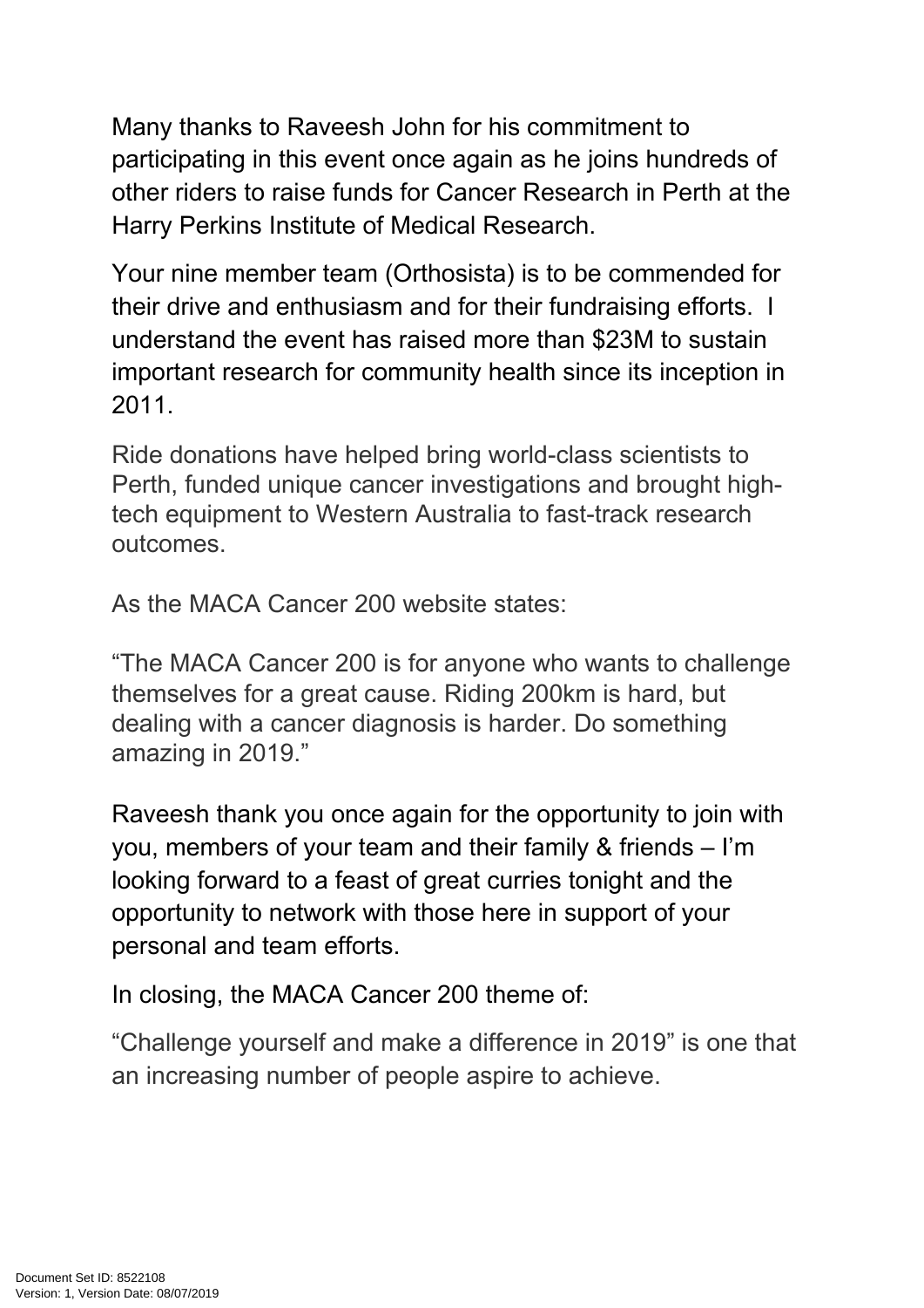Many thanks to Raveesh John for his commitment to participating in this event once again as he joins hundreds of other riders to raise funds for Cancer Research in Perth at the Harry Perkins Institute of Medical Research.

Your nine member team (Orthosista) is to be commended for their drive and enthusiasm and for their fundraising efforts. I understand the event has raised more than $23M to sustain important research for community health since its inception in 2011.

Ride donations have helped bring world-class scientists to Perth, funded unique cancer investigations and brought high-tech equipment to Western Australia to fast-track research outcomes.

As the MACA Cancer 200 website states:

"The MACA Cancer 200 is for anyone who wants to challenge themselves for a great cause. Riding 200km is hard, but dealing with a cancer diagnosis is harder. Do something amazing in 2019."

Raveesh thank you once again for the opportunity to join with you, members of your team and their family & friends – I'm looking forward to a feast of great curries tonight and the opportunity to network with those here in support of your personal and team efforts.

In closing, the MACA Cancer 200 theme of:

"Challenge yourself and make a difference in 2019" is one that an increasing number of people aspire to achieve.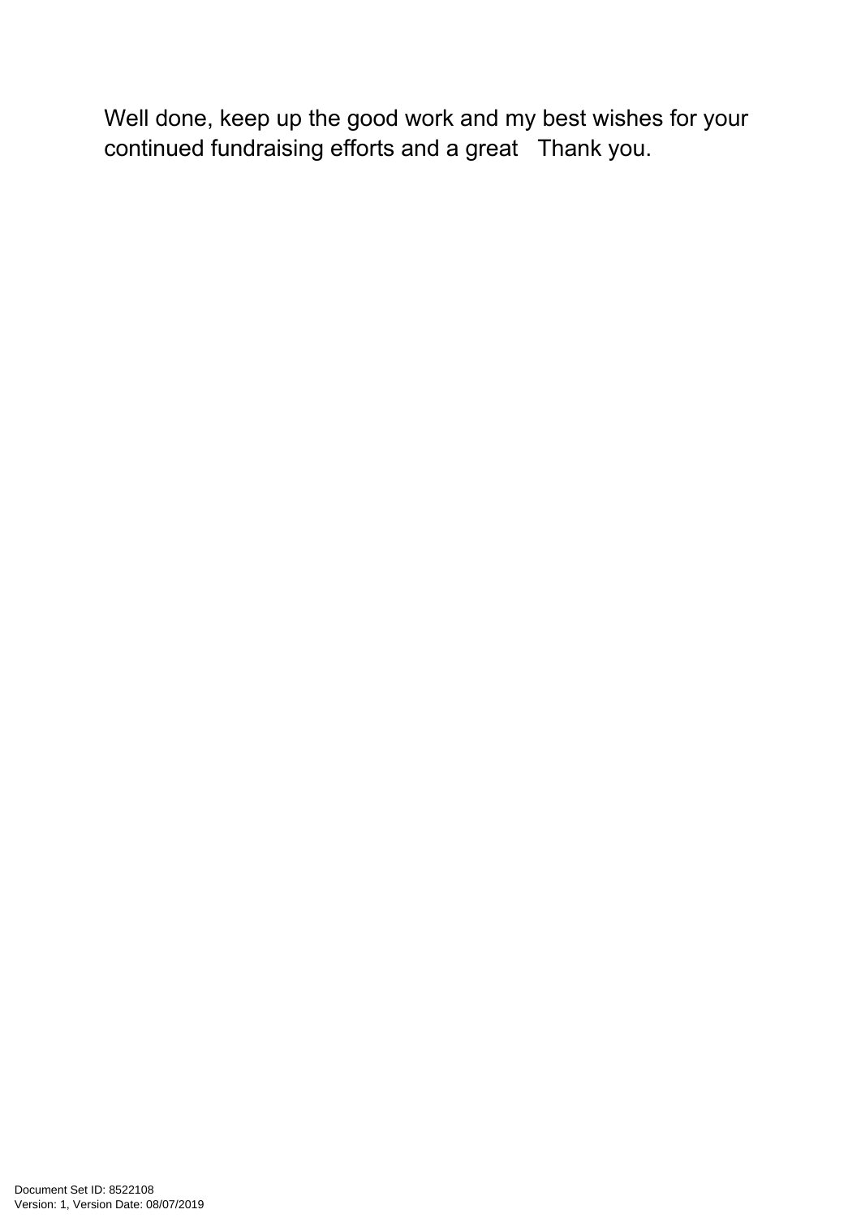Well done, keep up the good work and my best wishes for your continued fundraising efforts and a great   Thank you.